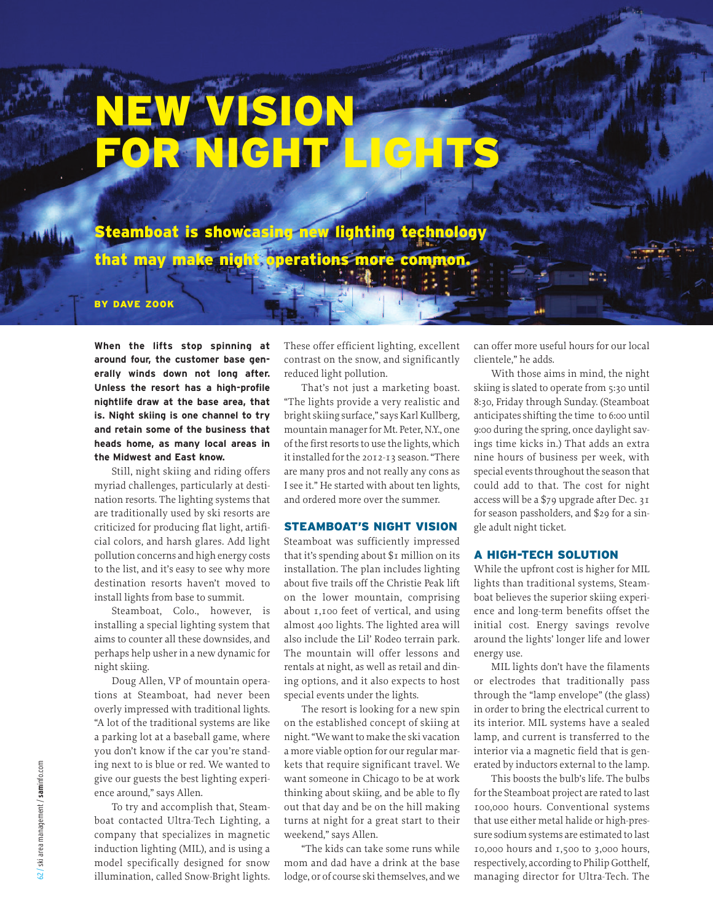# NEW VISION FOR NIGHT LIGHTS

**Steamboat is showcasing new lighting technology that may make night operations more common.**

BY DAVE ZOOK

**When the lifts stop spinning at around four, the customer base generally winds down not long after. Unless the resort has a high-profile nightlife draw at the base area, that is. Night skiing is one channel to try and retain some of the business that heads home, as many local areas in the Midwest and East know.**

Still, night skiing and riding offers myriad challenges, particularly at destination resorts. The lighting systems that are traditionally used by ski resorts are criticized for producing flat light, artificial colors, and harsh glares. Add light pollution concerns and high energy costs to the list, and it's easy to see why more destination resorts haven't moved to install lights from base to summit.

Steamboat, Colo., however, is installing a special lighting system that aims to counter all these downsides, and perhaps help usher in a new dynamic for night skiing.

Doug Allen, VP of mountain operations at Steamboat, had never been overly impressed with traditional lights. "A lot of the traditional systems are like a parking lot at a baseball game, where you don't know if the car you're standing next to is blue or red. We wanted to give our guests the best lighting experience around," says Allen.

To try and accomplish that, Steamboat contacted Ultra-Tech Lighting, a company that specializes in magnetic induction lighting (MIL), and is using a model specifically designed for snow illumination, called Snow-Bright lights. These offer efficient lighting, excellent contrast on the snow, and significantly reduced light pollution.

That's not just a marketing boast. "The lights provide a very realistic and bright skiing surface," says Karl Kullberg, mountain manager for Mt. Peter, N.Y., one of the first resorts to use the lights, which it installed for the 2012-13 season. "There are many pros and not really any cons as I see it." He started with about ten lights, and ordered more over the summer.

## STEAMBOAT'S NIGHT VISION

Steamboat was sufficiently impressed that it's spending about $1 million on its installation. The plan includes lighting about five trails off the Christie Peak lift on the lower mountain, comprising about 1,100 feet of vertical, and using almost 400 lights. The lighted area will also include the Lil' Rodeo terrain park. The mountain will offer lessons and rentals at night, as well as retail and dining options, and it also expects to host special events under the lights.

The resort is looking for a new spin on the established concept of skiing at night. "We want to make the ski vacation a more viable option for our regular markets that require significant travel. We want someone in Chicago to be at work thinking about skiing, and be able to fly out that day and be on the hill making turns at night for a great start to their weekend," says Allen.

"The kids can take some runs while mom and dad have a drink at the base lodge, or of course ski themselves, and we can offer more useful hours for our local clientele," he adds.

With those aims in mind, the night skiing is slated to operate from 5:30 until 8:30, Friday through Sunday. (Steamboat anticipates shifting the time to 6:00 until 9:00 during the spring, once daylight savings time kicks in.) That adds an extra nine hours of business per week, with special events throughout the season that could add to that. The cost for night access will be a $79 upgrade after Dec. 31 for season passholders, and $29 for a single adult night ticket.

## A HIGH-TECH SOLUTION

While the upfront cost is higher for MIL lights than traditional systems, Steamboat believes the superior skiing experience and long-term benefits offset the initial cost. Energy savings revolve around the lights' longer life and lower energy use.

MIL lights don't have the filaments or electrodes that traditionally pass through the "lamp envelope" (the glass) in order to bring the electrical current to its interior. MIL systems have a sealed lamp, and current is transferred to the interior via a magnetic field that is generated by inductors external to the lamp.

This boosts the bulb's life. The bulbs for the Steamboat project are rated to last 100,000 hours. Conventional systems that use either metal halide or high-pressure sodium systems are estimated to last 10,000 hours and 1,500 to 3,000 hours, respectively, according to Philip Gotthelf, managing director for Ultra-Tech. The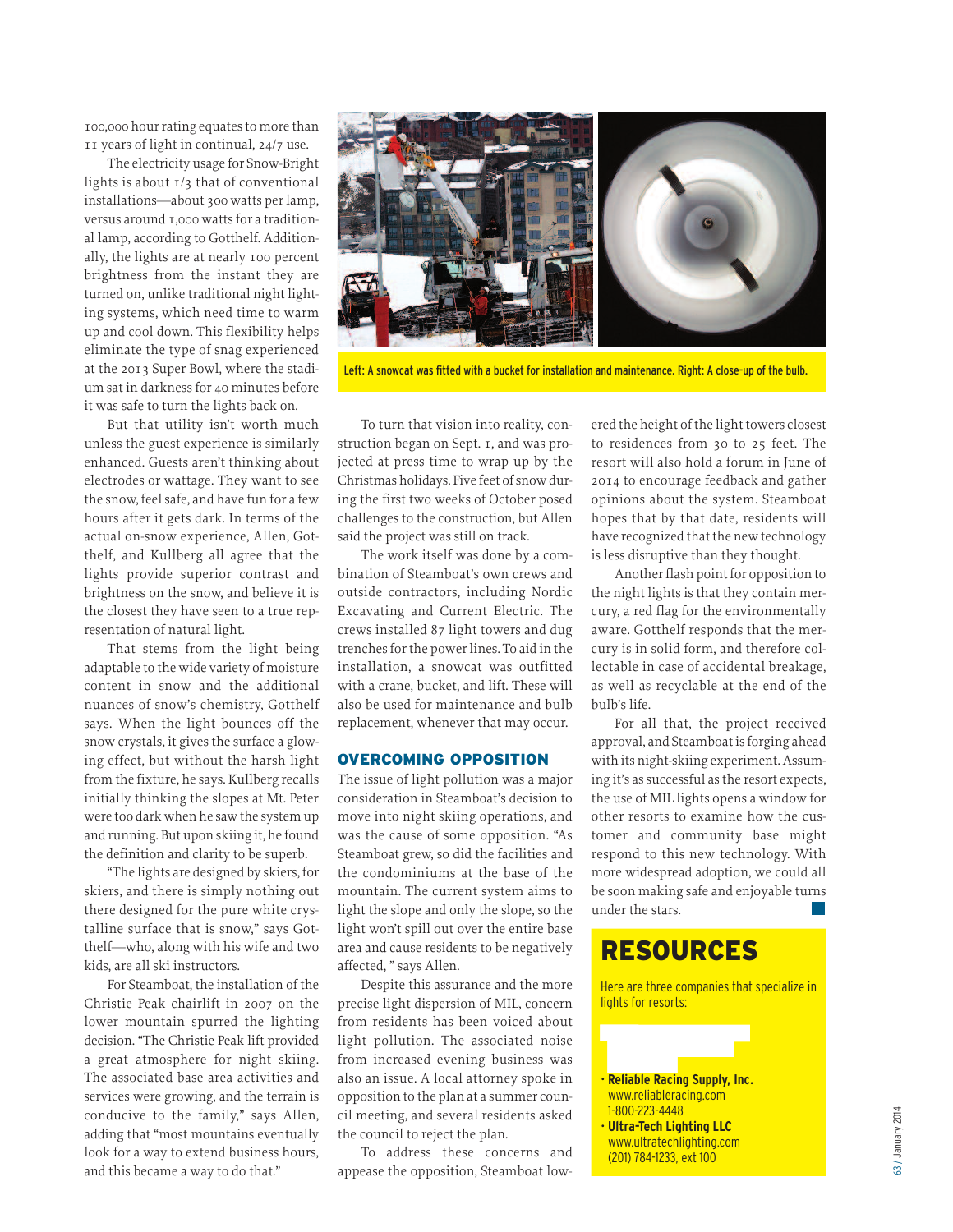100,000 hour rating equates to more than 11 years of light in continual, 24/7 use.

The electricity usage for Snow-Bright lights is about 1/3 that of conventional installations—about 300 watts per lamp, versus around 1,000 watts for a traditional lamp, according to Gotthelf. Additionally, the lights are at nearly 100 percent brightness from the instant they are turned on, unlike traditional night lighting systems, which need time to warm up and cool down. This flexibility helps eliminate the type of snag experienced at the 2013 Super Bowl, where the stadium sat in darkness for 40 minutes before it was safe to turn the lights back on.

But that utility isn't worth much unless the guest experience is similarly enhanced. Guests aren't thinking about electrodes or wattage. They want to see the snow, feel safe, and have fun for a few hours after it gets dark. In terms of the actual on-snow experience, Allen, Gotthelf, and Kullberg all agree that the lights provide superior contrast and brightness on the snow, and believe it is the closest they have seen to a true representation of natural light.

That stems from the light being adaptable to the wide variety of moisture content in snow and the additional nuances of snow's chemistry, Gotthelf says. When the light bounces off the snow crystals, it gives the surface a glowing effect, but without the harsh light from the fixture, he says. Kullberg recalls initially thinking the slopes at Mt. Peter were too dark when he saw the system up and running. But upon skiing it, he found the definition and clarity to be superb.

"The lights are designed by skiers, for skiers, and there is simply nothing out there designed for the pure white crystalline surface that is snow," says Gotthelf—who, along with his wife and two kids, are all ski instructors.

For Steamboat, the installation of the Christie Peak chairlift in 2007 on the lower mountain spurred the lighting decision. "The Christie Peak lift provided a great atmosphere for night skiing. The associated base area activities and services were growing, and the terrain is conducive to the family," says Allen, adding that "most mountains eventually look for a way to extend business hours, and this became a way to do that."

Left: A snowcat was fitted with a bucket for installation and maintenance. Right: A close-up of the bulb.

To turn that vision into reality, construction began on Sept. 1, and was projected at press time to wrap up by the Christmas holidays. Five feet of snow during the first two weeks of October posed challenges to the construction, but Allen said the project was still on track.

The work itself was done by a combination of Steamboat's own crews and outside contractors, including Nordic Excavating and Current Electric. The crews installed 87 light towers and dug trenches for the power lines. To aid in the installation, a snowcat was outfitted with a crane, bucket, and lift. These will also be used for maintenance and bulb replacement, whenever that may occur.

## OVERCOMING OPPOSITION

The issue of light pollution was a major consideration in Steamboat's decision to move into night skiing operations, and was the cause of some opposition. "As Steamboat grew, so did the facilities and the condominiums at the base of the mountain. The current system aims to light the slope and only the slope, so the light won't spill out over the entire base area and cause residents to be negatively affected," says Allen.

Despite this assurance and the more precise light dispersion of MIL, concern from residents has been voiced about light pollution. The associated noise from increased evening business was also an issue. A local attorney spoke in opposition to the plan at a summer council meeting, and several residents asked the council to reject the plan.

To address these concerns and appease the opposition, Steamboat lowered the height of the light towers closest to residences from 30 to 25 feet. The resort will also hold a forum in June of 2014 to encourage feedback and gather opinions about the system. Steamboat hopes that by that date, residents will have recognized that the new technology is less disruptive than they thought.

Another flash point for opposition to the night lights is that they contain mercury, a red flag for the environmentally aware. Gotthelf responds that the mercury is in solid form, and therefore collectable in case of accidental breakage, as well as recyclable at the end of the bulb's life.

For all that, the project received approval, and Steamboat is forging ahead with its night-skiing experiment. Assuming it's as successful as the resort expects, the use of MIL lights opens a window for other resorts to examine how the customer and community base might respond to this new technology. With more widespread adoption, we could all be soon making safe and enjoyable turns under the stars.

## RESOURCES

Here are three companies that specialize in lights for resorts:

- **Reliable Racing Supply, Inc.**
  www.reliableracing.com
  1-800-223-4448
- **Ultra-Tech Lighting LLC**
  www.ultratechlighting.com
  (201) 784-1233, ext 100